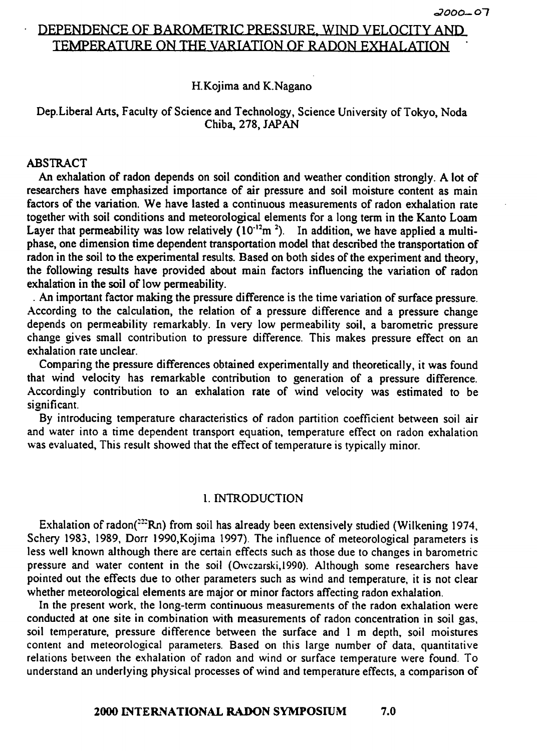# DEPENDENCE OF BAROMETRIC PRESSURE, WIND VELOCITY AND TEMPERATURE ON THE VARIATION OF RADON EXHALATION

H.Kojima and K.Nagano

Dep.Liberal Arts, Faculty of Science and Technology, Science University of Tokyo, Noda Chiba, 278, JAPAN

## ABSTRACT

An exhalation of radon depends on soil condition and weather condition strongly. A lot of researchers have emphasized importance of air pressure and soil moisture content as main factors of the variation. We have lasted a continuous measurements of radon exhalation rate together with soil conditions and meteorological elements for a long term in the Kanto Loam Layer that permeability was low relatively ($10^{-12}m^{2}$). In addition, we have applied a multi-phase, one dimension time dependent transportation model that described the transportation of radon in the soil to the experimental results. Based on both sides of the experiment and theory, the following results have provided about main factors influencing the variation of radon exhalation in the soil of low permeability.

. An important factor making the pressure difference is the time variation of surface pressure. According to the calculation, the relation of a pressure difference and a pressure change depends on permeability remarkably. In very low permeability soil, a barometric pressure change gives small contribution to pressure difference. This makes pressure effect on an exhalation rate unclear.

Comparing the pressure differences obtained experimentally and theoretically, it was found that wind velocity has remarkable contribution to generation of a pressure difference. Accordingly contribution to an exhalation rate of wind velocity was estimated to be significant.

By introducing temperature characteristics of radon partition coefficient between soil air and water into a time dependent transport equation, temperature effect on radon exhalation was evaluated, This result showed that the effect of temperature is typically minor.

## 1. INTRODUCTION

Exhalation of radon($^{222}Rn$) from soil has already been extensively studied (Wilkening 1974, Schery 1983, 1989, Dorr 1990,Kojima 1997). The influence of meteorological parameters is less well known although there are certain effects such as those due to changes in barometric pressure and water content in the soil (Owczarski,1990). Although some researchers have pointed out the effects due to other parameters such as wind and temperature, it is not clear whether meteorological elements are major or minor factors affecting radon exhalation.

In the present work, the long-term continuous measurements of the radon exhalation were conducted at one site in combination with measurements of radon concentration in soil gas, soil temperature, pressure difference between the surface and 1 m depth, soil moistures content and meteorological parameters. Based on this large number of data, quantitative relations between the exhalation of radon and wind or surface temperature were found. To understand an underlying physical processes of wind and temperature effects, a comparison of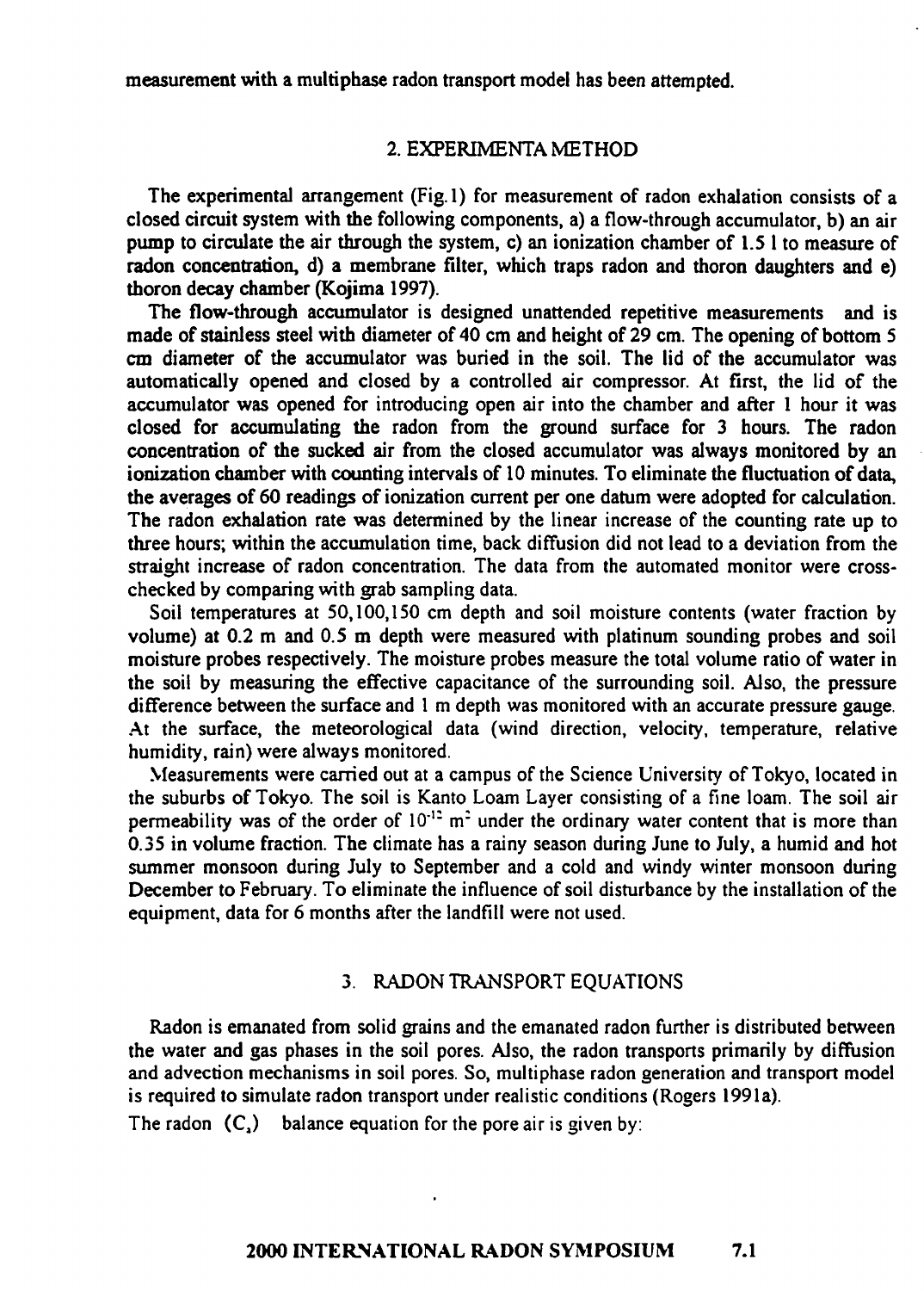measurement with a multiphase radon transport model has been attempted.

## 2. EXPERIMENTA METHOD

The experimental arrangement (Fig.1) for measurement of radon exhalation consists of a closed circuit system with the following components, a) a flow-through accumulator, b) an air pump to circulate the air through the system, c) an ionization chamber of 1.5 l to measure of radon concentration, d) a membrane filter, which traps radon and thoron daughters and e) thoron decay chamber (Kojima 1997).

The flow-through accumulator is designed unattended repetitive measurements and is made of stainless steel with diameter of 40 cm and height of 29 cm. The opening of bottom 5 cm diameter of the accumulator was buried in the soil. The lid of the accumulator was automatically opened and closed by a controlled air compressor. At first, the lid of the accumulator was opened for introducing open air into the chamber and after 1 hour it was closed for accumulating the radon from the ground surface for 3 hours. The radon concentration of the sucked air from the closed accumulator was always monitored by an ionization chamber with counting intervals of 10 minutes. To eliminate the fluctuation of data, the averages of 60 readings of ionization current per one datum were adopted for calculation. The radon exhalation rate was determined by the linear increase of the counting rate up to three hours; within the accumulation time, back diffusion did not lead to a deviation from the straight increase of radon concentration. The data from the automated monitor were cross-checked by comparing with grab sampling data.

Soil temperatures at 50,100,150 cm depth and soil moisture contents (water fraction by volume) at 0.2 m and 0.5 m depth were measured with platinum sounding probes and soil moisture probes respectively. The moisture probes measure the total volume ratio of water in the soil by measuring the effective capacitance of the surrounding soil. Also, the pressure difference between the surface and 1 m depth was monitored with an accurate pressure gauge. At the surface, the meteorological data (wind direction, velocity, temperature, relative humidity, rain) were always monitored.

Measurements were carried out at a campus of the Science University of Tokyo, located in the suburbs of Tokyo. The soil is Kanto Loam Layer consisting of a fine loam. The soil air permeability was of the order of $10^{-12}$ m$^2$ under the ordinary water content that is more than 0.35 in volume fraction. The climate has a rainy season during June to July, a humid and hot summer monsoon during July to September and a cold and windy winter monsoon during December to February. To eliminate the influence of soil disturbance by the installation of the equipment, data for 6 months after the landfill were not used.

## 3. RADON TRANSPORT EQUATIONS

Radon is emanated from solid grains and the emanated radon further is distributed between the water and gas phases in the soil pores. Also, the radon transports primarily by diffusion and advection mechanisms in soil pores. So, multiphase radon generation and transport model is required to simulate radon transport under realistic conditions (Rogers 1991a).

The radon $(C_a)$ balance equation for the pore air is given by: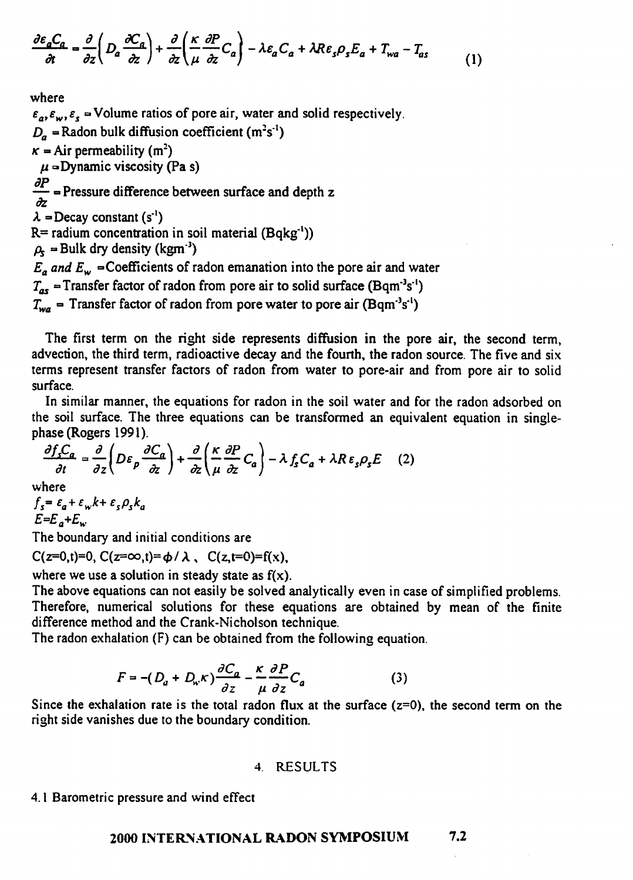$$\frac{\partial \varepsilon_a C_a}{\partial t} = \frac{\partial}{\partial z}\left( D_a \frac{\partial C_a}{\partial z} \right) + \frac{\partial}{\partial z}\left( \frac{\kappa}{\mu} \frac{\partial P}{\partial z} C_a \right) - \lambda \varepsilon_a C_a + \lambda R \varepsilon_s \rho_s E_a + T_{wa} - T_{as} \tag{1}$$

where

$\varepsilon_a, \varepsilon_w, \varepsilon_s$ = Volume ratios of pore air, water and solid respectively.

$D_a$ = Radon bulk diffusion coefficient ($m^2 s^{-1}$)

$\kappa$ = Air permeability ($m^2$)

$\mu$ = Dynamic viscosity (Pa s)

$\frac{\partial P}{\partial z}$ = Pressure difference between surface and depth z

$\lambda$ = Decay constant ($s^{-1}$)

R= radium concentration in soil material ($Bqkg^{-1}$))

$\rho_s$ = Bulk dry density ($kgm^{-3}$)

$E_a$ *and* $E_w$ = Coefficients of radon emanation into the pore air and water

$T_{as}$ = Transfer factor of radon from pore air to solid surface ($Bqm^{-3}s^{-1}$)

$T_{wa}$ = Transfer factor of radon from pore water to pore air ($Bqm^{-3}s^{-1}$)

The first term on the right side represents diffusion in the pore air, the second term, advection, the third term, radioactive decay and the fourth, the radon source. The five and six terms represent transfer factors of radon from water to pore-air and from pore air to solid surface.

In similar manner, the equations for radon in the soil water and for the radon adsorbed on the soil surface. The three equations can be transformed an equivalent equation in single-phase (Rogers 1991).

$$\frac{\partial f_s C_a}{\partial t} = \frac{\partial}{\partial z}\left( D \varepsilon_p \frac{\partial C_a}{\partial z} \right) + \frac{\partial}{\partial z}\left( \frac{\kappa}{\mu} \frac{\partial P}{\partial z} C_a \right) - \lambda f_s C_a + \lambda R \varepsilon_s \rho_s E \tag{2}$$

where

$f_s = \varepsilon_a + \varepsilon_w k + \varepsilon_s \rho_s k_a$

$E = E_a + E_w$

The boundary and initial conditions are

$C(z=0,t)=0$, $C(z=\infty,t)=\phi/\lambda$, $C(z,t=0)=f(x)$,

where we use a solution in steady state as f(x).

The above equations can not easily be solved analytically even in case of simplified problems. Therefore, numerical solutions for these equations are obtained by mean of the finite difference method and the Crank-Nicholson technique.

The radon exhalation (F) can be obtained from the following equation.

$$F = -(D_a + D_w \kappa)\frac{\partial C_a}{\partial z} - \frac{\kappa}{\mu}\frac{\partial P}{\partial z} C_a \tag{3}$$

Since the exhalation rate is the total radon flux at the surface (z=0), the second term on the right side vanishes due to the boundary condition.

## 4. RESULTS

### 4.1 Barometric pressure and wind effect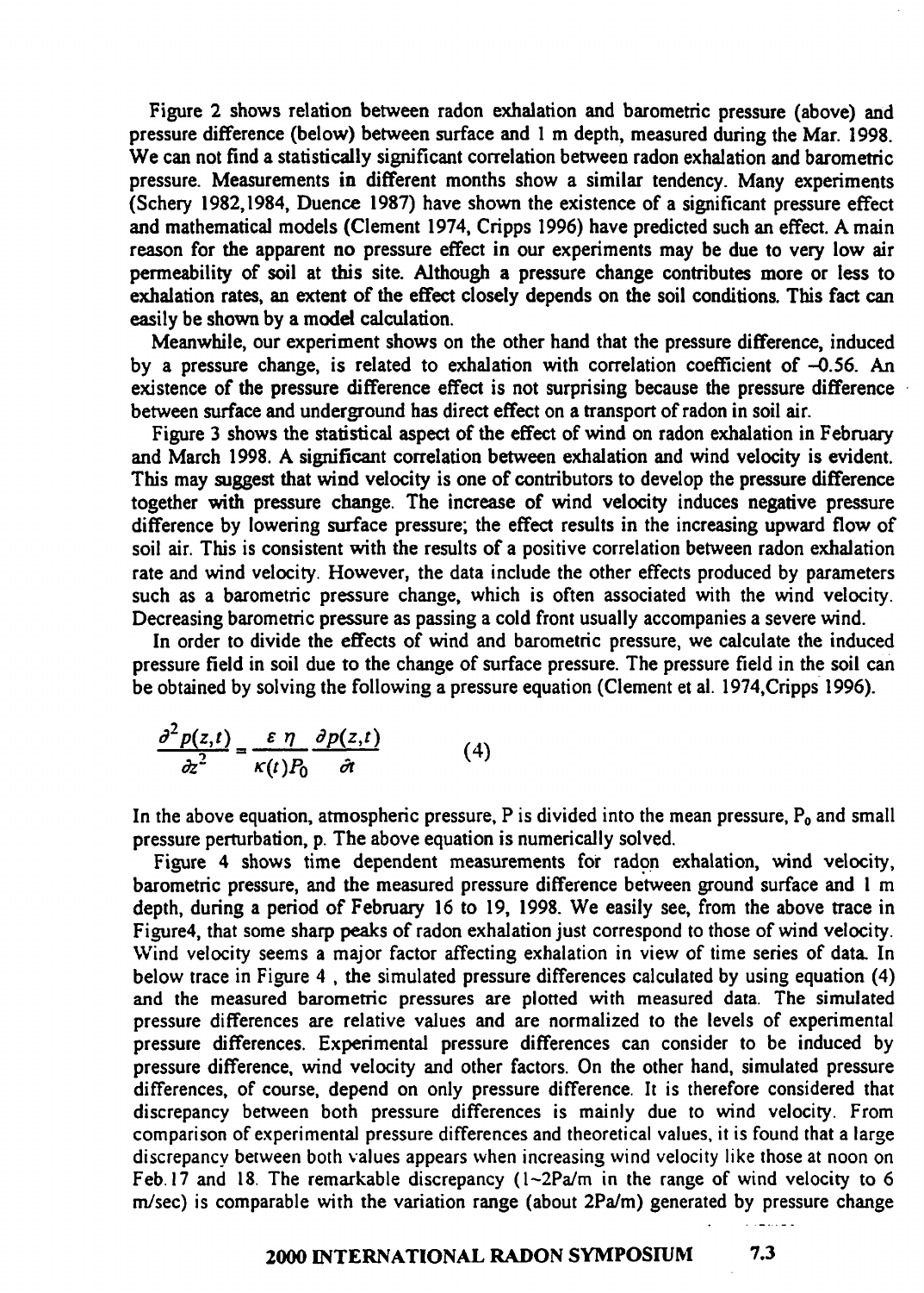Figure 2 shows relation between radon exhalation and barometric pressure (above) and pressure difference (below) between surface and 1 m depth, measured during the Mar. 1998. We can not find a statistically significant correlation between radon exhalation and barometric pressure. Measurements in different months show a similar tendency. Many experiments (Schery 1982,1984, Duence 1987) have shown the existence of a significant pressure effect and mathematical models (Clement 1974, Cripps 1996) have predicted such an effect. A main reason for the apparent no pressure effect in our experiments may be due to very low air permeability of soil at this site. Although a pressure change contributes more or less to exhalation rates, an extent of the effect closely depends on the soil conditions. This fact can easily be shown by a model calculation.

Meanwhile, our experiment shows on the other hand that the pressure difference, induced by a pressure change, is related to exhalation with correlation coefficient of $-0.56$. An existence of the pressure difference effect is not surprising because the pressure difference between surface and underground has direct effect on a transport of radon in soil air.

Figure 3 shows the statistical aspect of the effect of wind on radon exhalation in February and March 1998. A significant correlation between exhalation and wind velocity is evident. This may suggest that wind velocity is one of contributors to develop the pressure difference together with pressure change. The increase of wind velocity induces negative pressure difference by lowering surface pressure; the effect results in the increasing upward flow of soil air. This is consistent with the results of a positive correlation between radon exhalation rate and wind velocity. However, the data include the other effects produced by parameters such as a barometric pressure change, which is often associated with the wind velocity. Decreasing barometric pressure as passing a cold front usually accompanies a severe wind.

In order to divide the effects of wind and barometric pressure, we calculate the induced pressure field in soil due to the change of surface pressure. The pressure field in the soil can be obtained by solving the following a pressure equation (Clement et al. 1974,Cripps 1996).

$$\frac{\partial^2 p(z,t)}{\partial z^2} = \frac{\varepsilon \, \eta}{\kappa(t) P_0} \frac{\partial p(z,t)}{\partial t} \qquad (4)$$

In the above equation, atmospheric pressure, P is divided into the mean pressure, $P_0$ and small pressure perturbation, p. The above equation is numerically solved.

Figure 4 shows time dependent measurements for radon exhalation, wind velocity, barometric pressure, and the measured pressure difference between ground surface and 1 m depth, during a period of February 16 to 19, 1998. We easily see, from the above trace in Figure4, that some sharp peaks of radon exhalation just correspond to those of wind velocity. Wind velocity seems a major factor affecting exhalation in view of time series of data. In below trace in Figure 4 , the simulated pressure differences calculated by using equation (4) and the measured barometric pressures are plotted with measured data. The simulated pressure differences are relative values and are normalized to the levels of experimental pressure differences. Experimental pressure differences can consider to be induced by pressure difference, wind velocity and other factors. On the other hand, simulated pressure differences, of course, depend on only pressure difference. It is therefore considered that discrepancy between both pressure differences is mainly due to wind velocity. From comparison of experimental pressure differences and theoretical values, it is found that a large discrepancy between both values appears when increasing wind velocity like those at noon on Feb.17 and 18. The remarkable discrepancy (1~2Pa/m in the range of wind velocity to 6 m/sec) is comparable with the variation range (about 2Pa/m) generated by pressure change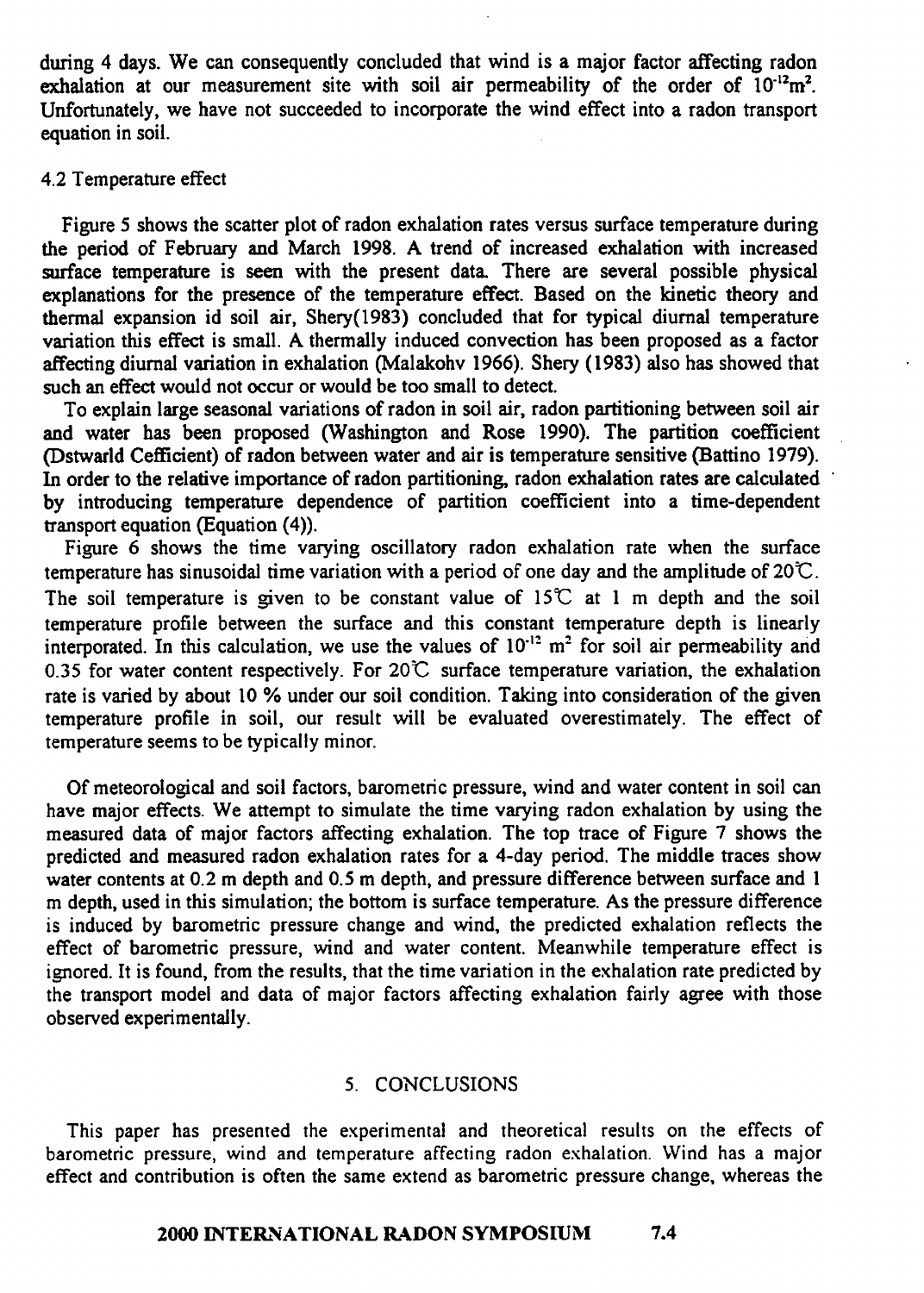during 4 days. We can consequently concluded that wind is a major factor affecting radon exhalation at our measurement site with soil air permeability of the order of $10^{-12}m^2$. Unfortunately, we have not succeeded to incorporate the wind effect into a radon transport equation in soil.

### 4.2 Temperature effect

Figure 5 shows the scatter plot of radon exhalation rates versus surface temperature during the period of February and March 1998. A trend of increased exhalation with increased surface temperature is seen with the present data. There are several possible physical explanations for the presence of the temperature effect. Based on the kinetic theory and thermal expansion id soil air, Shery(1983) concluded that for typical diurnal temperature variation this effect is small. A thermally induced convection has been proposed as a factor affecting diurnal variation in exhalation (Malakohv 1966). Shery (1983) also has showed that such an effect would not occur or would be too small to detect.

To explain large seasonal variations of radon in soil air, radon partitioning between soil air and water has been proposed (Washington and Rose 1990). The partition coefficient (Dstwarld Cefficient) of radon between water and air is temperature sensitive (Battino 1979). In order to the relative importance of radon partitioning, radon exhalation rates are calculated by introducing temperature dependence of partition coefficient into a time-dependent transport equation (Equation (4)).

Figure 6 shows the time varying oscillatory radon exhalation rate when the surface temperature has sinusoidal time variation with a period of one day and the amplitude of 20℃. The soil temperature is given to be constant value of 15℃ at 1 m depth and the soil temperature profile between the surface and this constant temperature depth is linearly interporated. In this calculation, we use the values of $10^{-12}$ m$^2$ for soil air permeability and 0.35 for water content respectively. For 20℃ surface temperature variation, the exhalation rate is varied by about 10 % under our soil condition. Taking into consideration of the given temperature profile in soil, our result will be evaluated overestimately. The effect of temperature seems to be typically minor.

Of meteorological and soil factors, barometric pressure, wind and water content in soil can have major effects. We attempt to simulate the time varying radon exhalation by using the measured data of major factors affecting exhalation. The top trace of Figure 7 shows the predicted and measured radon exhalation rates for a 4-day period. The middle traces show water contents at 0.2 m depth and 0.5 m depth, and pressure difference between surface and 1 m depth, used in this simulation; the bottom is surface temperature. As the pressure difference is induced by barometric pressure change and wind, the predicted exhalation reflects the effect of barometric pressure, wind and water content. Meanwhile temperature effect is ignored. It is found, from the results, that the time variation in the exhalation rate predicted by the transport model and data of major factors affecting exhalation fairly agree with those observed experimentally.

## 5. CONCLUSIONS

This paper has presented the experimental and theoretical results on the effects of barometric pressure, wind and temperature affecting radon exhalation. Wind has a major effect and contribution is often the same extend as barometric pressure change, whereas the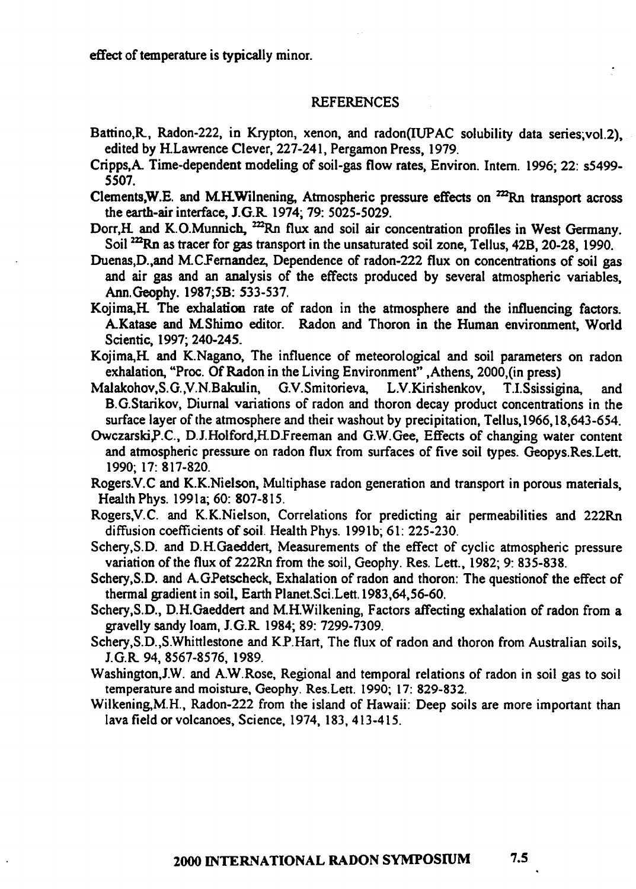effect of temperature is typically minor.

## REFERENCES

Battino,R., Radon-222, in Krypton, xenon, and radon(IUPAC solubility data series;vol.2), edited by H.Lawrence Clever, 227-241, Pergamon Press, 1979.

Cripps,A. Time-dependent modeling of soil-gas flow rates, Environ. Intern. 1996; 22: s5499-5507.

Clements,W.E. and M.H.Wilnening, Atmospheric pressure effects on $^{222}$Rn transport across the earth-air interface, J.G.R. 1974; 79: 5025-5029.

Dorr,H. and K.O.Munnich, $^{222}$Rn flux and soil air concentration profiles in West Germany. Soil $^{222}$Rn as tracer for gas transport in the unsaturated soil zone, Tellus, 42B, 20-28, 1990.

Duenas,D.,and M.C.Fernandez, Dependence of radon-222 flux on concentrations of soil gas and air gas and an analysis of the effects produced by several atmospheric variables, Ann.Geophy. 1987;5B: 533-537.

Kojima,H. The exhalation rate of radon in the atmosphere and the influencing factors. A.Katase and M.Shimo editor. Radon and Thoron in the Human environment, World Scientic, 1997; 240-245.

Kojima,H. and K.Nagano, The influence of meteorological and soil parameters on radon exhalation, "Proc. Of Radon in the Living Environment" ,Athens, 2000,(in press)

Malakohov,S.G.,V.N.Bakulin, G.V.Smitorieva, L.V.Kirishenkov, T.I.Ssissigina, and B.G.Starikov, Diurnal variations of radon and thoron decay product concentrations in the surface layer of the atmosphere and their washout by precipitation, Tellus,1966,18,643-654.

Owczarski,P.C., D.J.Holford,H.D.Freeman and G.W.Gee, Effects of changing water content and atmospheric pressure on radon flux from surfaces of five soil types. Geopys.Res.Lett. 1990; 17: 817-820.

Rogers.V.C and K.K.Nielson, Multiphase radon generation and transport in porous materials, Health Phys. 1991a; 60: 807-815.

Rogers,V.C. and K.K.Nielson, Correlations for predicting air permeabilities and 222Rn diffusion coefficients of soil. Health Phys. 1991b; 61: 225-230.

Schery,S.D. and D.H.Gaeddert, Measurements of the effect of cyclic atmospheric pressure variation of the flux of 222Rn from the soil, Geophy. Res. Lett., 1982; 9: 835-838.

Schery,S.D. and A.G.Petscheck, Exhalation of radon and thoron: The questionof the effect of thermal gradient in soil, Earth Planet.Sci.Lett.1983,64,56-60.

Schery,S.D., D.H.Gaeddert and M.H.Wilkening, Factors affecting exhalation of radon from a gravelly sandy loam, J.G.R. 1984; 89: 7299-7309.

Schery,S.D.,S.Whittlestone and K.P.Hart, The flux of radon and thoron from Australian soils, J.G.R. 94, 8567-8576, 1989.

Washington,J.W. and A.W.Rose, Regional and temporal relations of radon in soil gas to soil temperature and moisture, Geophy. Res.Lett. 1990; 17: 829-832.

Wilkening,M.H., Radon-222 from the island of Hawaii: Deep soils are more important than lava field or volcanoes, Science, 1974, 183, 413-415.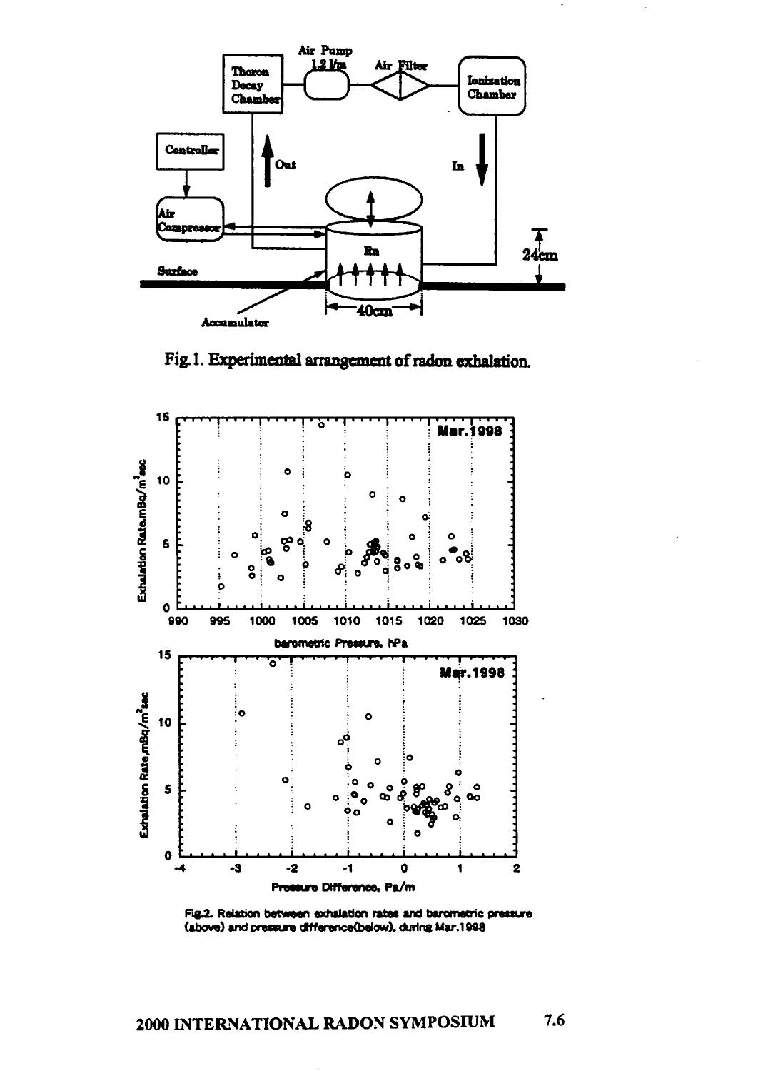Fig.1. Experimental arrangement of radon exhalation.

Fig.2. Relation between exhalation rates and barometric pressure (above) and pressure difference(below), during Mar.1998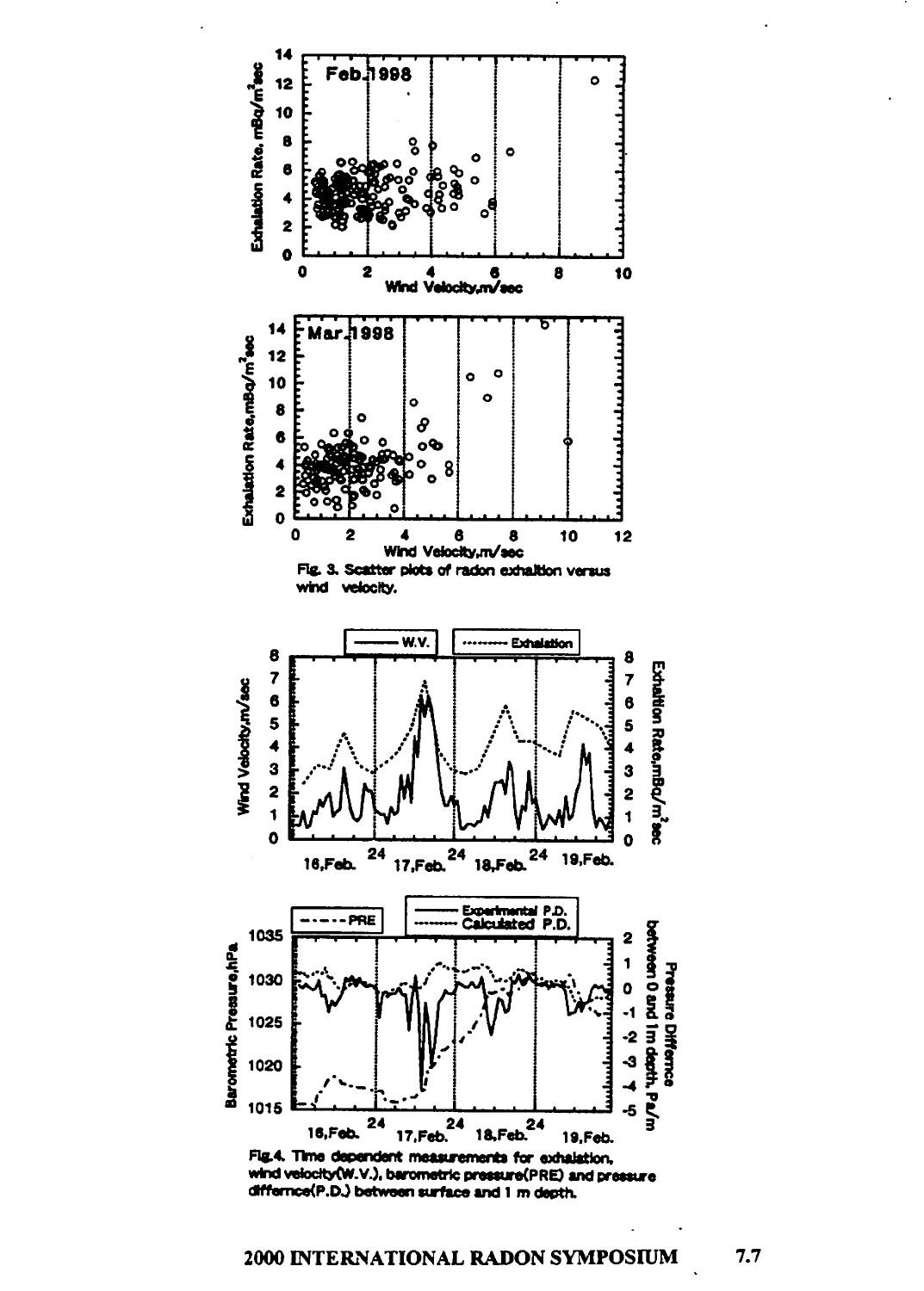Fig. 3. Scatter plots of radon exhaltion versus wind velocity.

Fig.4. Time dependent measurements for exhalation, wind velocity(W.V.), barometric pressure(PRE) and pressure differnce(P.D.) between surface and 1 m depth.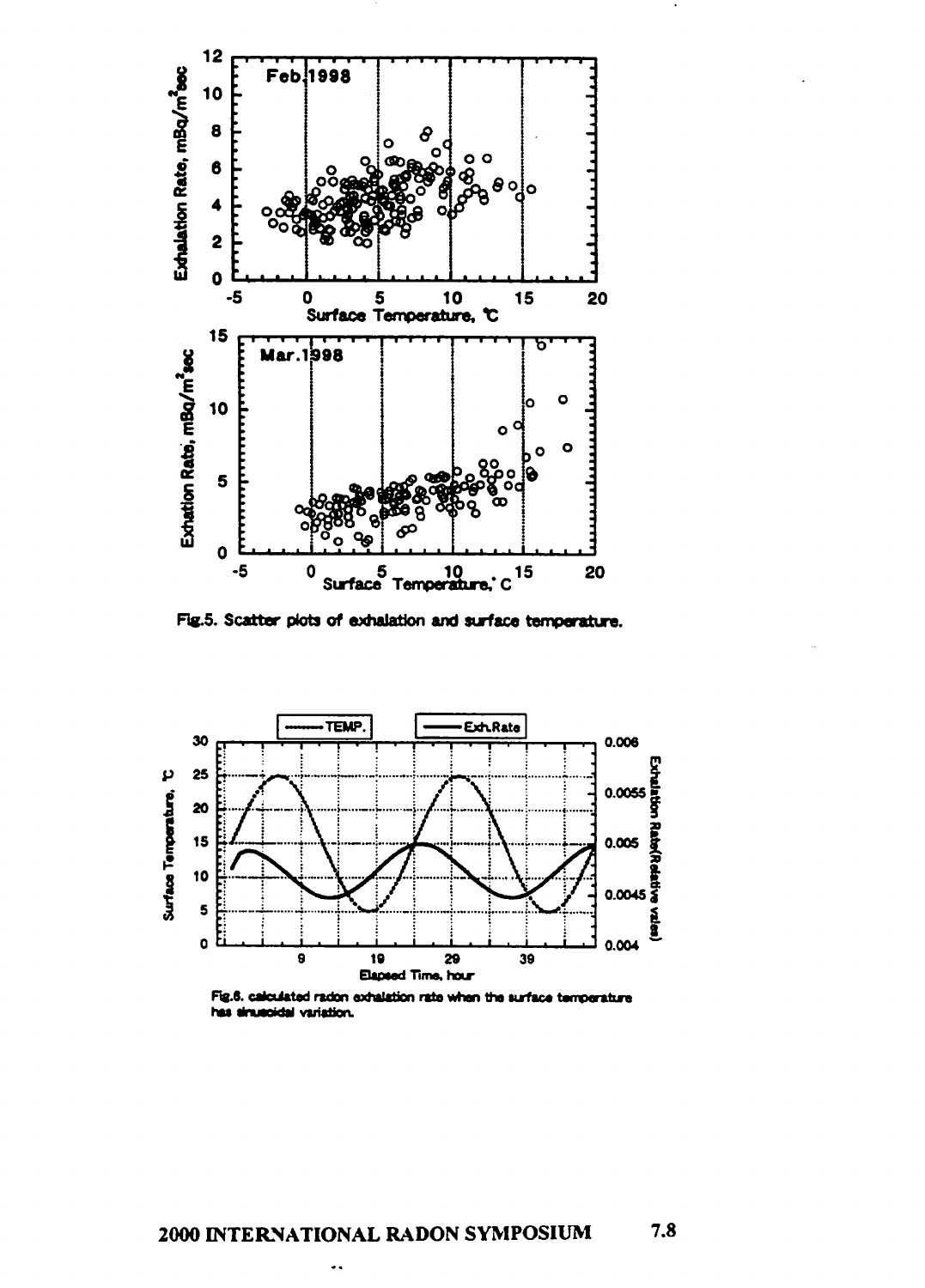Fig.5. Scatter plots of exhalation and surface temperature.

Fig.6. calculated radon exhalation rate when the surface temperature has sinusoidal variation.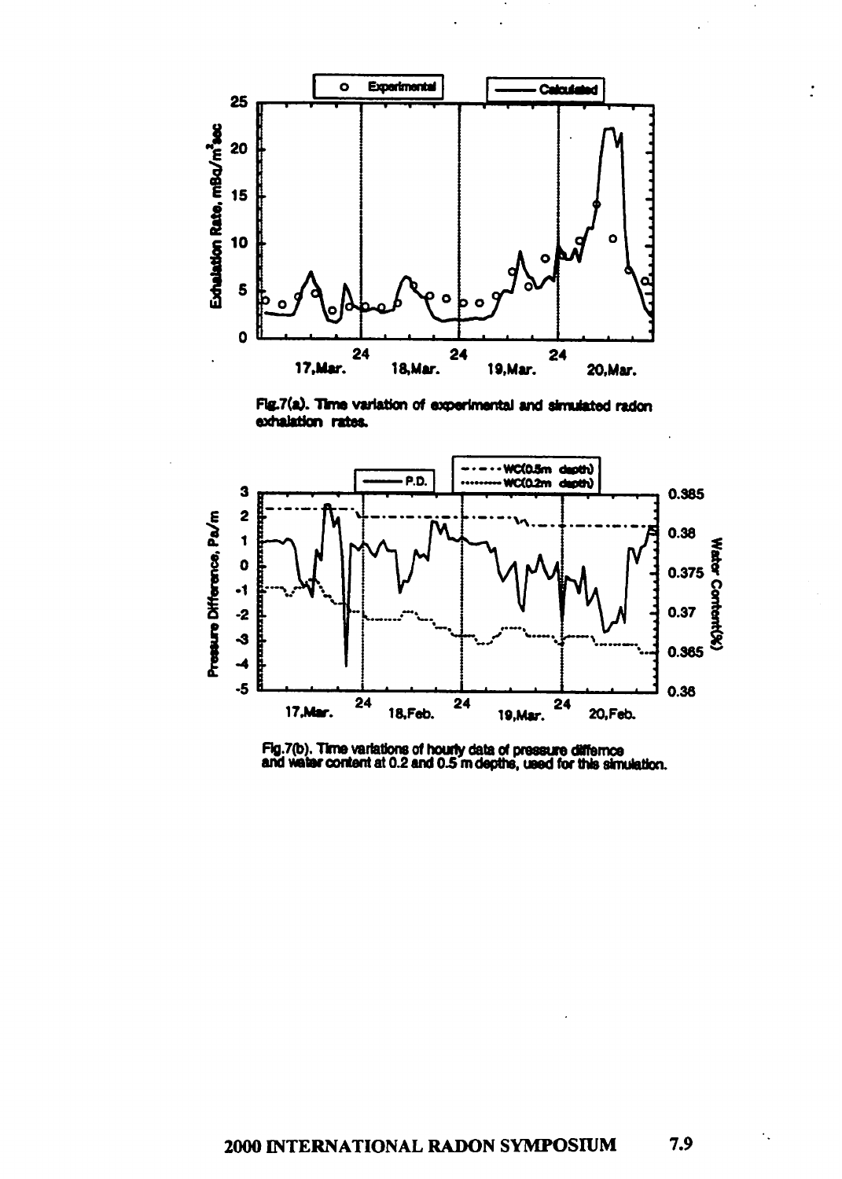Experimental

Calculated

25

20

15

10

5

0

Exhalation Rate, mBq/m²sec

24

24

24

17,Mar.

18,Mar.

19,Mar.

20,Mar.

Fig.7(a). Time variation of experimental and simulated radon exhalation rates.

P.D.

WC(0.5m depth)

WC(0.2m depth)

3

2

1

0

-1

-2

-3

-4

-5

Pressure Difference, Pa/m

0.385

0.38

0.375

0.37

0.365

0.36

Water Content(%)

24

24

24

17,Mar.

18,Feb.

19,Mar.

20,Feb.

Fig.7(b). Time variations of hourly data of pressure differnce and water content at 0.2 and 0.5 m depths, used for this simulation.